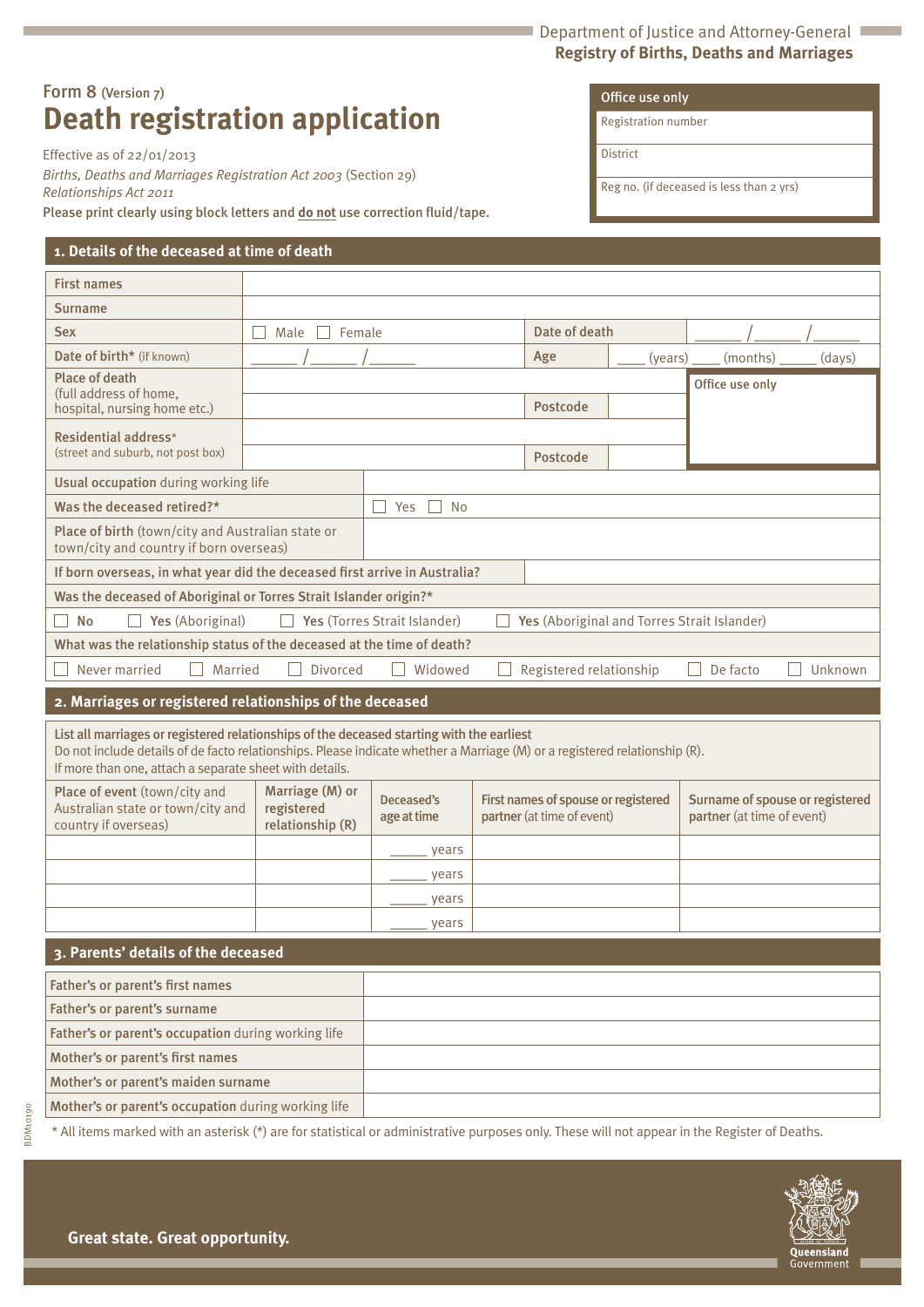Department of Justice and Attorney-General
**Registry of Births, Deaths and Marriages**

Form 8 (Version 7)

# Death registration application

Effective as of 22/01/2013
*Births, Deaths and Marriages Registration Act 2003* (Section 29)
*Relationships Act 2011*
Please print clearly using block letters and **do not** use correction fluid/tape.

| Office use only |
|---|
| Registration number |
| District |
| Reg no. (if deceased is less than 2 yrs) |

## 1. Details of the deceased at time of death

| | | | |
|---|---|---|---|
| First names | | | |
| Surname | | | |
| Sex | ☐ Male ☐ Female | Date of death | \_\_\_\_\_ / \_\_\_\_\_ / \_\_\_\_\_ |
| Date of birth* (if known) | \_\_\_\_\_ / \_\_\_\_\_ / \_\_\_\_\_ | Age | \_\_\_\_ (years) \_\_\_\_ (months) \_\_\_\_\_ (days) |
| Place of death (full address of home, hospital, nursing home etc.) | | Postcode | |
| Residential address* (street and suburb, not post box) | | Postcode | |

Office use only

| | |
|---|---|
| Usual occupation during working life | |
| Was the deceased retired?* | ☐ Yes ☐ No |
| Place of birth (town/city and Australian state or town/city and country if born overseas) | |
| If born overseas, in what year did the deceased first arrive in Australia? | |

Was the deceased of Aboriginal or Torres Strait Islander origin?*

☐ No ☐ Yes (Aboriginal) ☐ Yes (Torres Strait Islander) ☐ Yes (Aboriginal and Torres Strait Islander)

What was the relationship status of the deceased at the time of death?

☐ Never married ☐ Married ☐ Divorced ☐ Widowed ☐ Registered relationship ☐ De facto ☐ Unknown

## 2. Marriages or registered relationships of the deceased

List all marriages or registered relationships of the deceased starting with the earliest
Do not include details of de facto relationships. Please indicate whether a Marriage (M) or a registered relationship (R).
If more than one, attach a separate sheet with details.

| Place of event (town/city and Australian state or town/city and country if overseas) | Marriage (M) or registered relationship (R) | Deceased's age at time | First names of spouse or registered partner (at time of event) | Surname of spouse or registered partner (at time of event) |
|---|---|---|---|---|
| | | \_\_\_\_\_ years | | |
| | | \_\_\_\_\_ years | | |
| | | \_\_\_\_\_ years | | |
| | | \_\_\_\_\_ years | | |

## 3. Parents' details of the deceased

| | |
|---|---|
| Father's or parent's first names | |
| Father's or parent's surname | |
| Father's or parent's occupation during working life | |
| Mother's or parent's first names | |
| Mother's or parent's maiden surname | |
| Mother's or parent's occupation during working life | |

\* All items marked with an asterisk (*) are for statistical or administrative purposes only. These will not appear in the Register of Deaths.

BDM10190

Great state. Great opportunity.

Queensland Government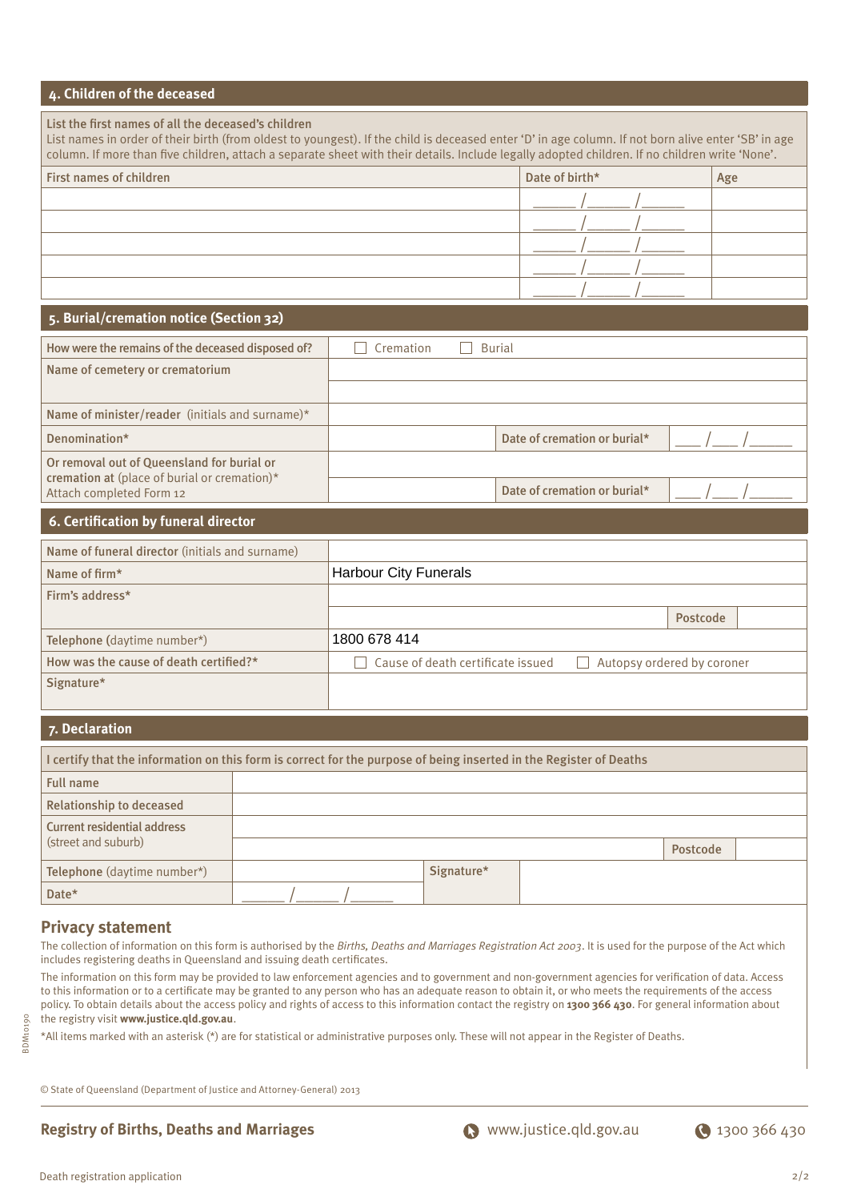## 4. Children of the deceased

**List the first names of all the deceased's children**

List names in order of their birth (from oldest to youngest). If the child is deceased enter 'D' in age column. If not born alive enter 'SB' in age column. If more than five children, attach a separate sheet with their details. Include legally adopted children. If no children write 'None'.

| First names of children | Date of birth* | Age |
|---|---|---|
| | ____ / ____ / ____ | |
| | ____ / ____ / ____ | |
| | ____ / ____ / ____ | |
| | ____ / ____ / ____ | |
| | ____ / ____ / ____ | |

## 5. Burial/cremation notice (Section 32)

| | | | |
|---|---|---|---|
| How were the remains of the deceased disposed of? | ☐ Cremation ☐ Burial | | |
| Name of cemetery or crematorium | | | |
| Name of minister/reader (initials and surname)* | | | |
| Denomination* | | Date of cremation or burial* | ___ / ___ / ____ |
| Or removal out of Queensland for burial or cremation at (place of burial or cremation)* Attach completed Form 12 | | Date of cremation or burial* | ___ / ___ / ____ |

## 6. Certification by funeral director

| | | | |
|---|---|---|---|
| Name of funeral director (initials and surname) | | | |
| Name of firm* | Harbour City Funerals | | |
| Firm's address* | | Postcode | |
| Telephone (daytime number*) | 1800 678 414 | | |
| How was the cause of death certified?* | ☐ Cause of death certificate issued ☐ Autopsy ordered by coroner | | |
| Signature* | | | |

## 7. Declaration

**I certify that the information on this form is correct for the purpose of being inserted in the Register of Deaths**

| | | | |
|---|---|---|---|
| Full name | | | |
| Relationship to deceased | | | |
| Current residential address (street and suburb) | | Postcode | |
| Telephone (daytime number*) | | Signature* | |
| Date* | ____ / ____ / ____ | | |

## Privacy statement

The collection of information on this form is authorised by the *Births, Deaths and Marriages Registration Act 2003*. It is used for the purpose of the Act which includes registering deaths in Queensland and issuing death certificates.

The information on this form may be provided to law enforcement agencies and to government and non-government agencies for verification of data. Access to this information or to a certificate may be granted to any person who has an adequate reason to obtain it, or who meets the requirements of the access policy. To obtain details about the access policy and rights of access to this information contact the registry on **1300 366 430**. For general information about the registry visit **www.justice.qld.gov.au**.

*All items marked with an asterisk (*) are for statistical or administrative purposes only. These will not appear in the Register of Deaths.

BDM0190

© State of Queensland (Department of Justice and Attorney-General) 2013

**Registry of Births, Deaths and Marriages** www.justice.qld.gov.au 1300 366 430

Death registration application